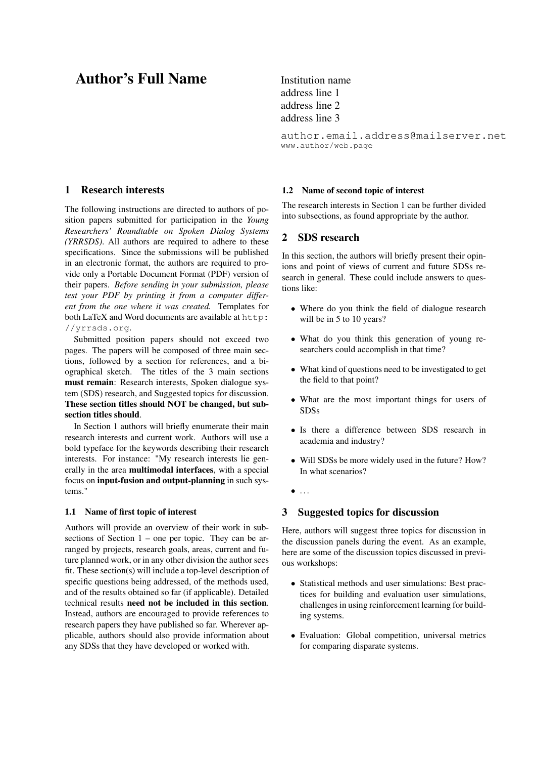# Author's Full Name

Institution name
address line 1
address line 2
address line 3

author.email.address@mailserver.net
www.author/web.page

## 1 Research interests

The following instructions are directed to authors of position papers submitted for participation in the *Young Researchers' Roundtable on Spoken Dialog Systems (YRRSDS)*. All authors are required to adhere to these specifications. Since the submissions will be published in an electronic format, the authors are required to provide only a Portable Document Format (PDF) version of their papers. *Before sending in your submission, please test your PDF by printing it from a computer different from the one where it was created.* Templates for both LaTeX and Word documents are available at `http://yrrsds.org`.

Submitted position papers should not exceed two pages. The papers will be composed of three main sections, followed by a section for references, and a biographical sketch. The titles of the 3 main sections **must remain**: Research interests, Spoken dialogue system (SDS) research, and Suggested topics for discussion. **These section titles should NOT be changed, but subsection titles should**.

In Section 1 authors will briefly enumerate their main research interests and current work. Authors will use a bold typeface for the keywords describing their research interests. For instance: "My research interests lie generally in the area **multimodal interfaces**, with a special focus on **input-fusion and output-planning** in such systems."

### 1.1 Name of first topic of interest

Authors will provide an overview of their work in subsections of Section 1 – one per topic. They can be arranged by projects, research goals, areas, current and future planned work, or in any other division the author sees fit. These section(s) will include a top-level description of specific questions being addressed, of the methods used, and of the results obtained so far (if applicable). Detailed technical results **need not be included in this section**. Instead, authors are encouraged to provide references to research papers they have published so far. Wherever applicable, authors should also provide information about any SDSs that they have developed or worked with.

### 1.2 Name of second topic of interest

The research interests in Section 1 can be further divided into subsections, as found appropriate by the author.

## 2 SDS research

In this section, the authors will briefly present their opinions and point of views of current and future SDSs research in general. These could include answers to questions like:

- Where do you think the field of dialogue research will be in 5 to 10 years?
- What do you think this generation of young researchers could accomplish in that time?
- What kind of questions need to be investigated to get the field to that point?
- What are the most important things for users of SDSs
- Is there a difference between SDS research in academia and industry?
- Will SDSs be more widely used in the future? How? In what scenarios?
- …

## 3 Suggested topics for discussion

Here, authors will suggest three topics for discussion in the discussion panels during the event. As an example, here are some of the discussion topics discussed in previous workshops:

- Statistical methods and user simulations: Best practices for building and evaluation user simulations, challenges in using reinforcement learning for building systems.
- Evaluation: Global competition, universal metrics for comparing disparate systems.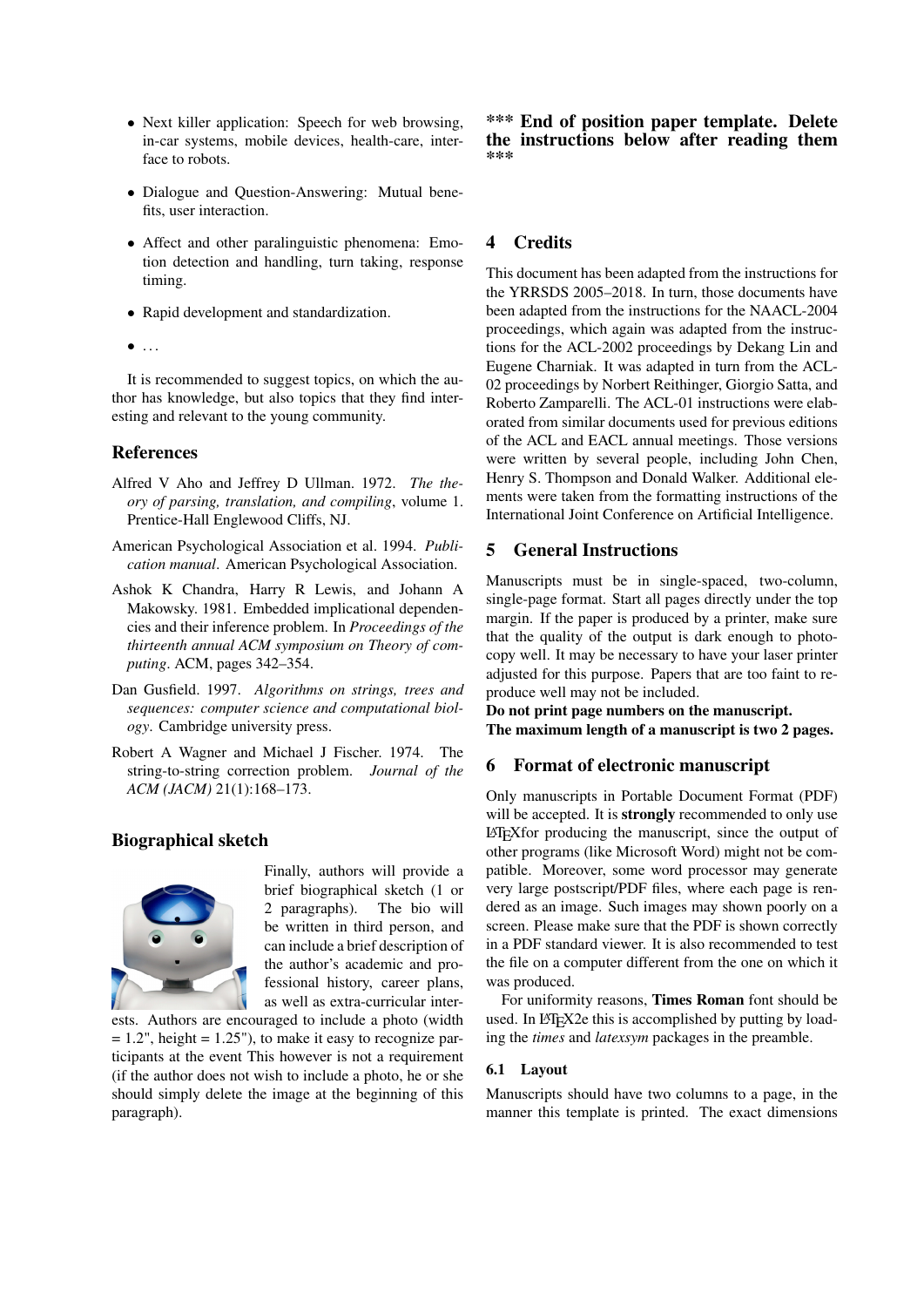- Next killer application: Speech for web browsing, in-car systems, mobile devices, health-care, interface to robots.
- Dialogue and Question-Answering: Mutual benefits, user interaction.
- Affect and other paralinguistic phenomena: Emotion detection and handling, turn taking, response timing.
- Rapid development and standardization.
- …

It is recommended to suggest topics, on which the author has knowledge, but also topics that they find interesting and relevant to the young community.

## References

Alfred V Aho and Jeffrey D Ullman. 1972. *The theory of parsing, translation, and compiling*, volume 1. Prentice-Hall Englewood Cliffs, NJ.

American Psychological Association et al. 1994. *Publication manual*. American Psychological Association.

Ashok K Chandra, Harry R Lewis, and Johann A Makowsky. 1981. Embedded implicational dependencies and their inference problem. In *Proceedings of the thirteenth annual ACM symposium on Theory of computing*. ACM, pages 342–354.

Dan Gusfield. 1997. *Algorithms on strings, trees and sequences: computer science and computational biology*. Cambridge university press.

Robert A Wagner and Michael J Fischer. 1974. The string-to-string correction problem. *Journal of the ACM (JACM)* 21(1):168–173.

## Biographical sketch

Finally, authors will provide a brief biographical sketch (1 or 2 paragraphs). The bio will be written in third person, and can include a brief description of the author's academic and professional history, career plans, as well as extra-curricular interests. Authors are encouraged to include a photo (width = 1.2", height = 1.25"), to make it easy to recognize participants at the event This however is not a requirement (if the author does not wish to include a photo, he or she should simply delete the image at the beginning of this paragraph).

## *** End of position paper template. Delete the instructions below after reading them ***

## 4 Credits

This document has been adapted from the instructions for the YRRSDS 2005–2018. In turn, those documents have been adapted from the instructions for the NAACL-2004 proceedings, which again was adapted from the instructions for the ACL-2002 proceedings by Dekang Lin and Eugene Charniak. It was adapted in turn from the ACL-02 proceedings by Norbert Reithinger, Giorgio Satta, and Roberto Zamparelli. The ACL-01 instructions were elaborated from similar documents used for previous editions of the ACL and EACL annual meetings. Those versions were written by several people, including John Chen, Henry S. Thompson and Donald Walker. Additional elements were taken from the formatting instructions of the International Joint Conference on Artificial Intelligence.

## 5 General Instructions

Manuscripts must be in single-spaced, two-column, single-page format. Start all pages directly under the top margin. If the paper is produced by a printer, make sure that the quality of the output is dark enough to photocopy well. It may be necessary to have your laser printer adjusted for this purpose. Papers that are too faint to reproduce well may not be included.
**Do not print page numbers on the manuscript.**
**The maximum length of a manuscript is two 2 pages.**

## 6 Format of electronic manuscript

Only manuscripts in Portable Document Format (PDF) will be accepted. It is **strongly** recommended to only use LaTeXfor producing the manuscript, since the output of other programs (like Microsoft Word) might not be compatible. Moreover, some word processor may generate very large postscript/PDF files, where each page is rendered as an image. Such images may shown poorly on a screen. Please make sure that the PDF is shown correctly in a PDF standard viewer. It is also recommended to test the file on a computer different from the one on which it was produced.

For uniformity reasons, **Times Roman** font should be used. In LaTeX2e this is accomplished by putting by loading the *times* and *latexsym* packages in the preamble.

### 6.1 Layout

Manuscripts should have two columns to a page, in the manner this template is printed. The exact dimensions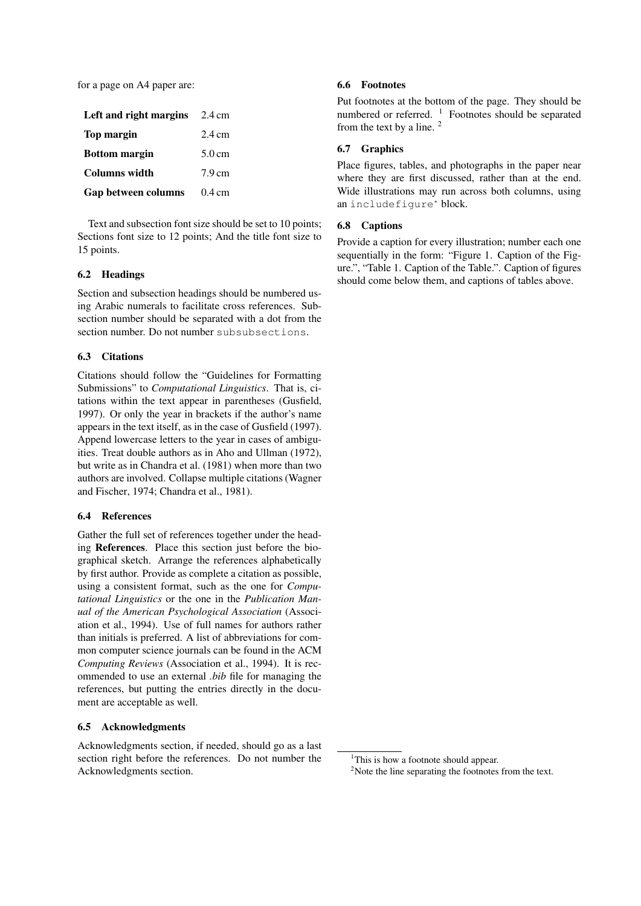for a page on A4 paper are:

| | |
|---|---|
| **Left and right margins** | 2.4 cm |
| **Top margin** | 2.4 cm |
| **Bottom margin** | 5.0 cm |
| **Columns width** | 7.9 cm |
| **Gap between columns** | 0.4 cm |

Text and subsection font size should be set to 10 points; Sections font size to 12 points; And the title font size to 15 points.

### 6.2 Headings

Section and subsection headings should be numbered using Arabic numerals to facilitate cross references. Subsection number should be separated with a dot from the section number. Do not number `subsubsections`.

### 6.3 Citations

Citations should follow the "Guidelines for Formatting Submissions" to *Computational Linguistics*. That is, citations within the text appear in parentheses (Gusfield, 1997). Or only the year in brackets if the author's name appears in the text itself, as in the case of Gusfield (1997). Append lowercase letters to the year in cases of ambiguities. Treat double authors as in Aho and Ullman (1972), but write as in Chandra et al. (1981) when more than two authors are involved. Collapse multiple citations (Wagner and Fischer, 1974; Chandra et al., 1981).

### 6.4 References

Gather the full set of references together under the heading **References**. Place this section just before the biographical sketch. Arrange the references alphabetically by first author. Provide as complete a citation as possible, using a consistent format, such as the one for *Computational Linguistics* or the one in the *Publication Manual of the American Psychological Association* (Association et al., 1994). Use of full names for authors rather than initials is preferred. A list of abbreviations for common computer science journals can be found in the ACM *Computing Reviews* (Association et al., 1994). It is recommended to use an external *.bib* file for managing the references, but putting the entries directly in the document are acceptable as well.

### 6.5 Acknowledgments

Acknowledgments section, if needed, should go as a last section right before the references. Do not number the Acknowledgments section.

### 6.6 Footnotes

Put footnotes at the bottom of the page. They should be numbered or referred. [1] Footnotes should be separated from the text by a line. [2]

### 6.7 Graphics

Place figures, tables, and photographs in the paper near where they are first discussed, rather than at the end. Wide illustrations may run across both columns, using an `includefigure*` block.

### 6.8 Captions

Provide a caption for every illustration; number each one sequentially in the form: "Figure 1. Caption of the Figure.", "Table 1. Caption of the Table.". Caption of figures should come below them, and captions of tables above.

---

[1] This is how a footnote should appear.

[2] Note the line separating the footnotes from the text.